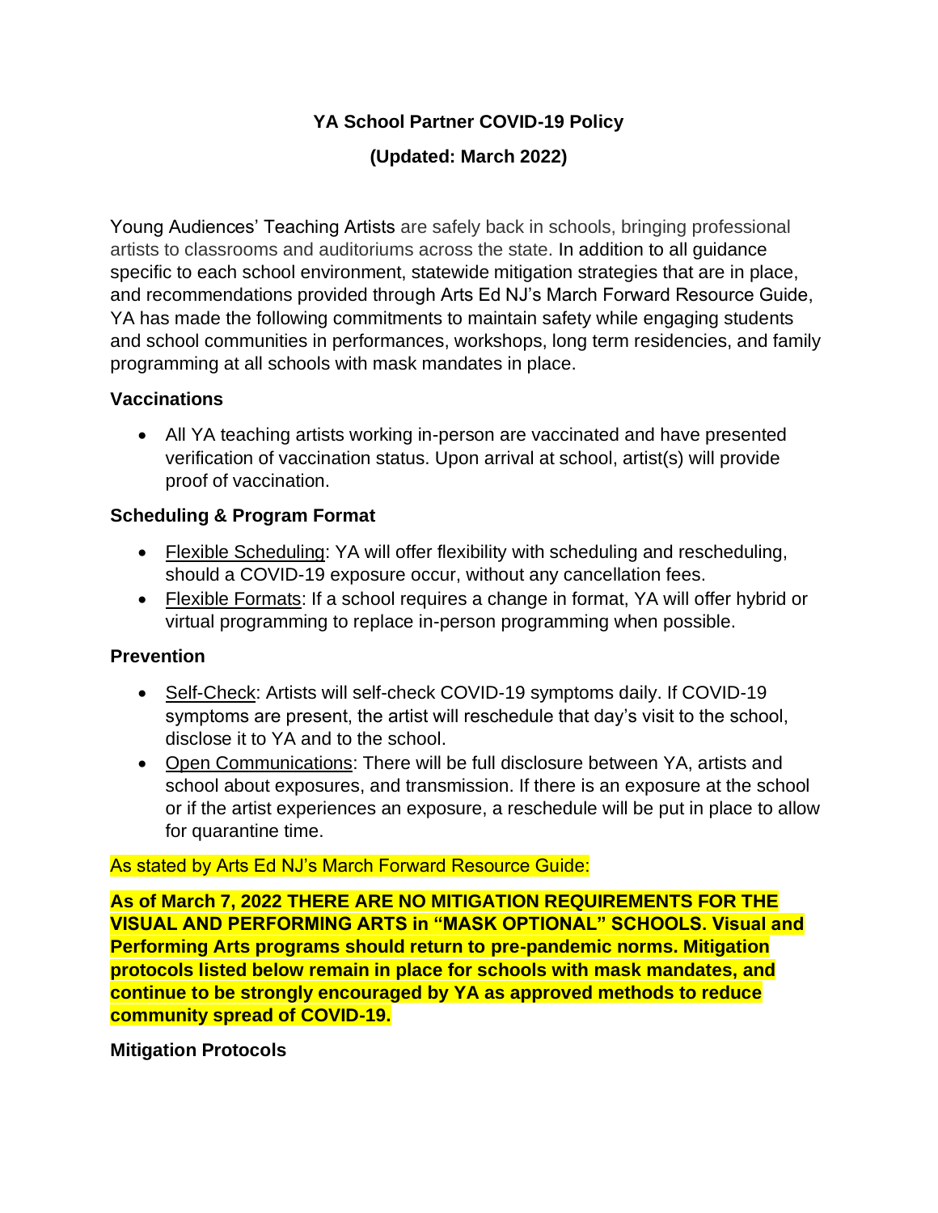# YA School Partner COVID-19 Policy

## (Updated: March 2022)

Young Audiences' Teaching Artists are safely back in schools, bringing professional artists to classrooms and auditoriums across the state. In addition to all guidance specific to each school environment, statewide mitigation strategies that are in place, and recommendations provided through Arts Ed NJ's March Forward Resource Guide, YA has made the following commitments to maintain safety while engaging students and school communities in performances, workshops, long term residencies, and family programming at all schools with mask mandates in place.

### Vaccinations

- All YA teaching artists working in-person are vaccinated and have presented verification of vaccination status. Upon arrival at school, artist(s) will provide proof of vaccination.

### Scheduling & Program Format

- Flexible Scheduling: YA will offer flexibility with scheduling and rescheduling, should a COVID-19 exposure occur, without any cancellation fees.
- Flexible Formats: If a school requires a change in format, YA will offer hybrid or virtual programming to replace in-person programming when possible.

### Prevention

- Self-Check: Artists will self-check COVID-19 symptoms daily. If COVID-19 symptoms are present, the artist will reschedule that day's visit to the school, disclose it to YA and to the school.
- Open Communications: There will be full disclosure between YA, artists and school about exposures, and transmission. If there is an exposure at the school or if the artist experiences an exposure, a reschedule will be put in place to allow for quarantine time.

As stated by Arts Ed NJ's March Forward Resource Guide:

**As of March 7, 2022 THERE ARE NO MITIGATION REQUIREMENTS FOR THE VISUAL AND PERFORMING ARTS in "MASK OPTIONAL" SCHOOLS. Visual and Performing Arts programs should return to pre-pandemic norms. Mitigation protocols listed below remain in place for schools with mask mandates, and continue to be strongly encouraged by YA as approved methods to reduce community spread of COVID-19.**

### Mitigation Protocols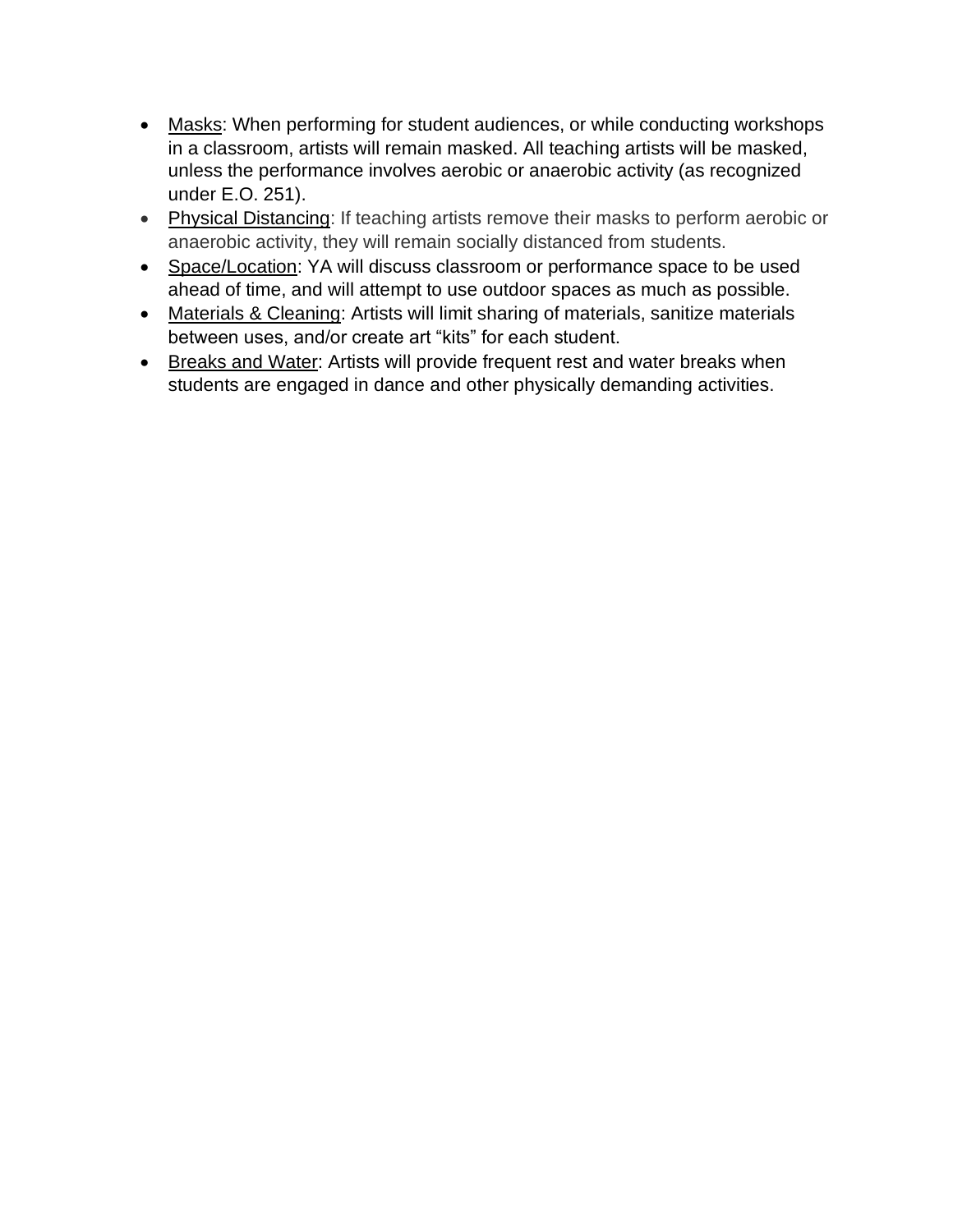- Masks: When performing for student audiences, or while conducting workshops in a classroom, artists will remain masked. All teaching artists will be masked, unless the performance involves aerobic or anaerobic activity (as recognized under E.O. 251).
- Physical Distancing: If teaching artists remove their masks to perform aerobic or anaerobic activity, they will remain socially distanced from students.
- Space/Location: YA will discuss classroom or performance space to be used ahead of time, and will attempt to use outdoor spaces as much as possible.
- Materials & Cleaning: Artists will limit sharing of materials, sanitize materials between uses, and/or create art "kits" for each student.
- Breaks and Water: Artists will provide frequent rest and water breaks when students are engaged in dance and other physically demanding activities.